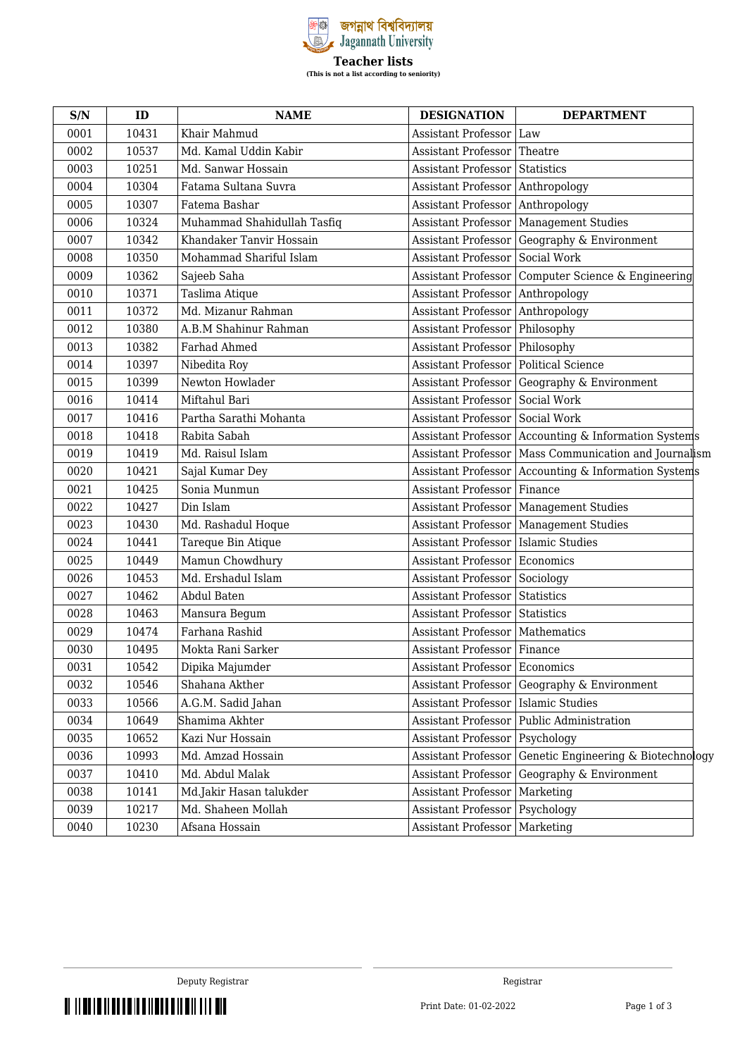জগন্নাথ বিশ্ববিদ্যালয়
Jagannath University

# Teacher lists

**(This is not a list according to seniority)**

| S/N | ID | NAME | DESIGNATION | DEPARTMENT |
|---|---|---|---|---|
| 0001 | 10431 | Khair Mahmud | Assistant Professor | Law |
| 0002 | 10537 | Md. Kamal Uddin Kabir | Assistant Professor | Theatre |
| 0003 | 10251 | Md. Sanwar Hossain | Assistant Professor | Statistics |
| 0004 | 10304 | Fatama Sultana Suvra | Assistant Professor | Anthropology |
| 0005 | 10307 | Fatema Bashar | Assistant Professor | Anthropology |
| 0006 | 10324 | Muhammad Shahidullah Tasfiq | Assistant Professor | Management Studies |
| 0007 | 10342 | Khandaker Tanvir Hossain | Assistant Professor | Geography & Environment |
| 0008 | 10350 | Mohammad Shariful Islam | Assistant Professor | Social Work |
| 0009 | 10362 | Sajeeb Saha | Assistant Professor | Computer Science & Engineering |
| 0010 | 10371 | Taslima Atique | Assistant Professor | Anthropology |
| 0011 | 10372 | Md. Mizanur Rahman | Assistant Professor | Anthropology |
| 0012 | 10380 | A.B.M Shahinur Rahman | Assistant Professor | Philosophy |
| 0013 | 10382 | Farhad Ahmed | Assistant Professor | Philosophy |
| 0014 | 10397 | Nibedita Roy | Assistant Professor | Political Science |
| 0015 | 10399 | Newton Howlader | Assistant Professor | Geography & Environment |
| 0016 | 10414 | Miftahul Bari | Assistant Professor | Social Work |
| 0017 | 10416 | Partha Sarathi Mohanta | Assistant Professor | Social Work |
| 0018 | 10418 | Rabita Sabah | Assistant Professor | Accounting & Information Systems |
| 0019 | 10419 | Md. Raisul Islam | Assistant Professor | Mass Communication and Journalism |
| 0020 | 10421 | Sajal Kumar Dey | Assistant Professor | Accounting & Information Systems |
| 0021 | 10425 | Sonia Munmun | Assistant Professor | Finance |
| 0022 | 10427 | Din Islam | Assistant Professor | Management Studies |
| 0023 | 10430 | Md. Rashadul Hoque | Assistant Professor | Management Studies |
| 0024 | 10441 | Tareque Bin Atique | Assistant Professor | Islamic Studies |
| 0025 | 10449 | Mamun Chowdhury | Assistant Professor | Economics |
| 0026 | 10453 | Md. Ershadul Islam | Assistant Professor | Sociology |
| 0027 | 10462 | Abdul Baten | Assistant Professor | Statistics |
| 0028 | 10463 | Mansura Begum | Assistant Professor | Statistics |
| 0029 | 10474 | Farhana Rashid | Assistant Professor | Mathematics |
| 0030 | 10495 | Mokta Rani Sarker | Assistant Professor | Finance |
| 0031 | 10542 | Dipika Majumder | Assistant Professor | Economics |
| 0032 | 10546 | Shahana Akther | Assistant Professor | Geography & Environment |
| 0033 | 10566 | A.G.M. Sadid Jahan | Assistant Professor | Islamic Studies |
| 0034 | 10649 | Shamima Akhter | Assistant Professor | Public Administration |
| 0035 | 10652 | Kazi Nur Hossain | Assistant Professor | Psychology |
| 0036 | 10993 | Md. Amzad Hossain | Assistant Professor | Genetic Engineering & Biotechnology |
| 0037 | 10410 | Md. Abdul Malak | Assistant Professor | Geography & Environment |
| 0038 | 10141 | Md.Jakir Hasan talukder | Assistant Professor | Marketing |
| 0039 | 10217 | Md. Shaheen Mollah | Assistant Professor | Psychology |
| 0040 | 10230 | Afsana Hossain | Assistant Professor | Marketing |

Deputy Registrar

Registrar

Print Date: 01-02-2022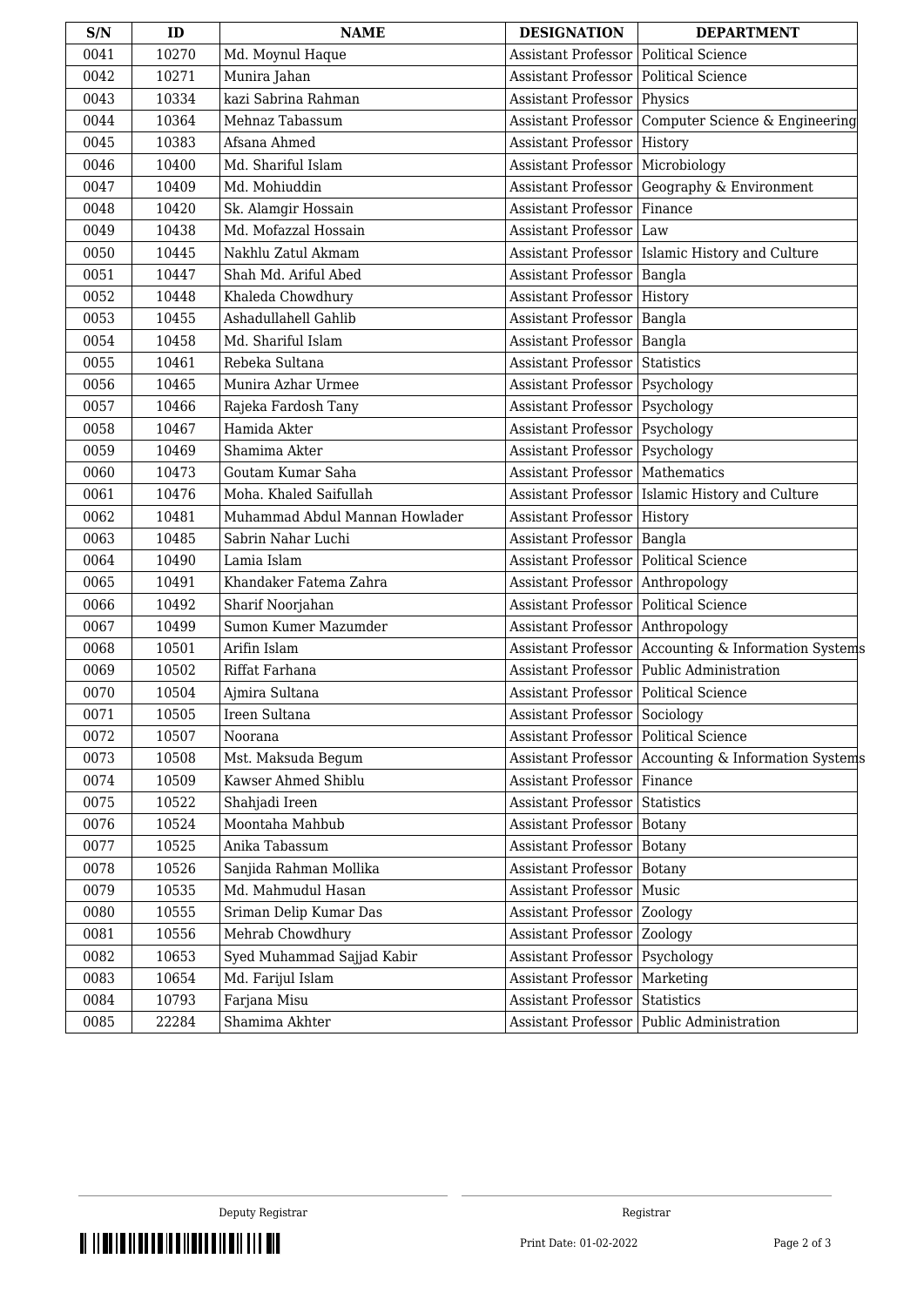| S/N | ID | NAME | DESIGNATION | DEPARTMENT |
|---|---|---|---|---|
| 0041 | 10270 | Md. Moynul Haque | Assistant Professor | Political Science |
| 0042 | 10271 | Munira Jahan | Assistant Professor | Political Science |
| 0043 | 10334 | kazi Sabrina Rahman | Assistant Professor | Physics |
| 0044 | 10364 | Mehnaz Tabassum | Assistant Professor | Computer Science & Engineering |
| 0045 | 10383 | Afsana Ahmed | Assistant Professor | History |
| 0046 | 10400 | Md. Shariful Islam | Assistant Professor | Microbiology |
| 0047 | 10409 | Md. Mohiuddin | Assistant Professor | Geography & Environment |
| 0048 | 10420 | Sk. Alamgir Hossain | Assistant Professor | Finance |
| 0049 | 10438 | Md. Mofazzal Hossain | Assistant Professor | Law |
| 0050 | 10445 | Nakhlu Zatul Akmam | Assistant Professor | Islamic History and Culture |
| 0051 | 10447 | Shah Md. Ariful Abed | Assistant Professor | Bangla |
| 0052 | 10448 | Khaleda Chowdhury | Assistant Professor | History |
| 0053 | 10455 | Ashadullahell Gahlib | Assistant Professor | Bangla |
| 0054 | 10458 | Md. Shariful Islam | Assistant Professor | Bangla |
| 0055 | 10461 | Rebeka Sultana | Assistant Professor | Statistics |
| 0056 | 10465 | Munira Azhar Urmee | Assistant Professor | Psychology |
| 0057 | 10466 | Rajeka Fardosh Tany | Assistant Professor | Psychology |
| 0058 | 10467 | Hamida Akter | Assistant Professor | Psychology |
| 0059 | 10469 | Shamima Akter | Assistant Professor | Psychology |
| 0060 | 10473 | Goutam Kumar Saha | Assistant Professor | Mathematics |
| 0061 | 10476 | Moha. Khaled Saifullah | Assistant Professor | Islamic History and Culture |
| 0062 | 10481 | Muhammad Abdul Mannan Howlader | Assistant Professor | History |
| 0063 | 10485 | Sabrin Nahar Luchi | Assistant Professor | Bangla |
| 0064 | 10490 | Lamia Islam | Assistant Professor | Political Science |
| 0065 | 10491 | Khandaker Fatema Zahra | Assistant Professor | Anthropology |
| 0066 | 10492 | Sharif Noorjahan | Assistant Professor | Political Science |
| 0067 | 10499 | Sumon Kumer Mazumder | Assistant Professor | Anthropology |
| 0068 | 10501 | Arifin Islam | Assistant Professor | Accounting & Information Systems |
| 0069 | 10502 | Riffat Farhana | Assistant Professor | Public Administration |
| 0070 | 10504 | Ajmira Sultana | Assistant Professor | Political Science |
| 0071 | 10505 | Ireen Sultana | Assistant Professor | Sociology |
| 0072 | 10507 | Noorana | Assistant Professor | Political Science |
| 0073 | 10508 | Mst. Maksuda Begum | Assistant Professor | Accounting & Information Systems |
| 0074 | 10509 | Kawser Ahmed Shiblu | Assistant Professor | Finance |
| 0075 | 10522 | Shahjadi Ireen | Assistant Professor | Statistics |
| 0076 | 10524 | Moontaha Mahbub | Assistant Professor | Botany |
| 0077 | 10525 | Anika Tabassum | Assistant Professor | Botany |
| 0078 | 10526 | Sanjida Rahman Mollika | Assistant Professor | Botany |
| 0079 | 10535 | Md. Mahmudul Hasan | Assistant Professor | Music |
| 0080 | 10555 | Sriman Delip Kumar Das | Assistant Professor | Zoology |
| 0081 | 10556 | Mehrab Chowdhury | Assistant Professor | Zoology |
| 0082 | 10653 | Syed Muhammad Sajjad Kabir | Assistant Professor | Psychology |
| 0083 | 10654 | Md. Farijul Islam | Assistant Professor | Marketing |
| 0084 | 10793 | Farjana Misu | Assistant Professor | Statistics |
| 0085 | 22284 | Shamima Akhter | Assistant Professor | Public Administration |

Deputy Registrar

Registrar

Print Date: 01-02-2022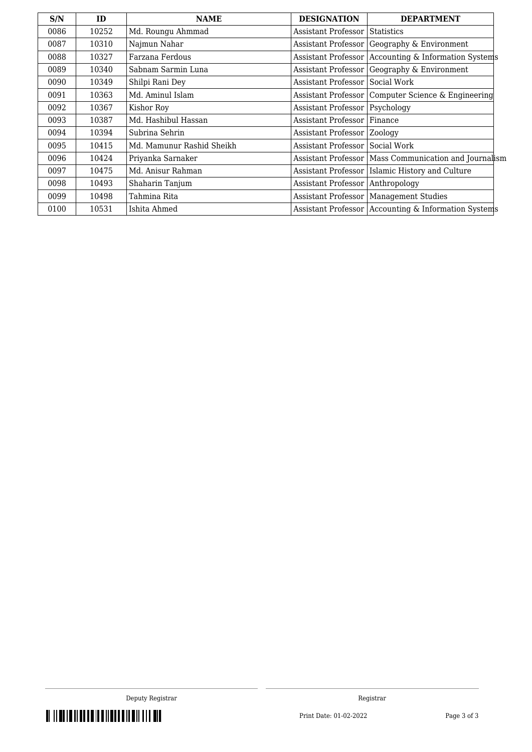| S/N | ID | NAME | DESIGNATION | DEPARTMENT |
|---|---|---|---|---|
| 0086 | 10252 | Md. Roungu Ahmmad | Assistant Professor | Statistics |
| 0087 | 10310 | Najmun Nahar | Assistant Professor | Geography & Environment |
| 0088 | 10327 | Farzana Ferdous | Assistant Professor | Accounting & Information Systems |
| 0089 | 10340 | Sabnam Sarmin Luna | Assistant Professor | Geography & Environment |
| 0090 | 10349 | Shilpi Rani Dey | Assistant Professor | Social Work |
| 0091 | 10363 | Md. Aminul Islam | Assistant Professor | Computer Science & Engineering |
| 0092 | 10367 | Kishor Roy | Assistant Professor | Psychology |
| 0093 | 10387 | Md. Hashibul Hassan | Assistant Professor | Finance |
| 0094 | 10394 | Subrina Sehrin | Assistant Professor | Zoology |
| 0095 | 10415 | Md. Mamunur Rashid Sheikh | Assistant Professor | Social Work |
| 0096 | 10424 | Priyanka Sarnaker | Assistant Professor | Mass Communication and Journalism |
| 0097 | 10475 | Md. Anisur Rahman | Assistant Professor | Islamic History and Culture |
| 0098 | 10493 | Shaharin Tanjum | Assistant Professor | Anthropology |
| 0099 | 10498 | Tahmina Rita | Assistant Professor | Management Studies |
| 0100 | 10531 | Ishita Ahmed | Assistant Professor | Accounting & Information Systems |

Deputy Registrar

Registrar

Print Date: 01-02-2022